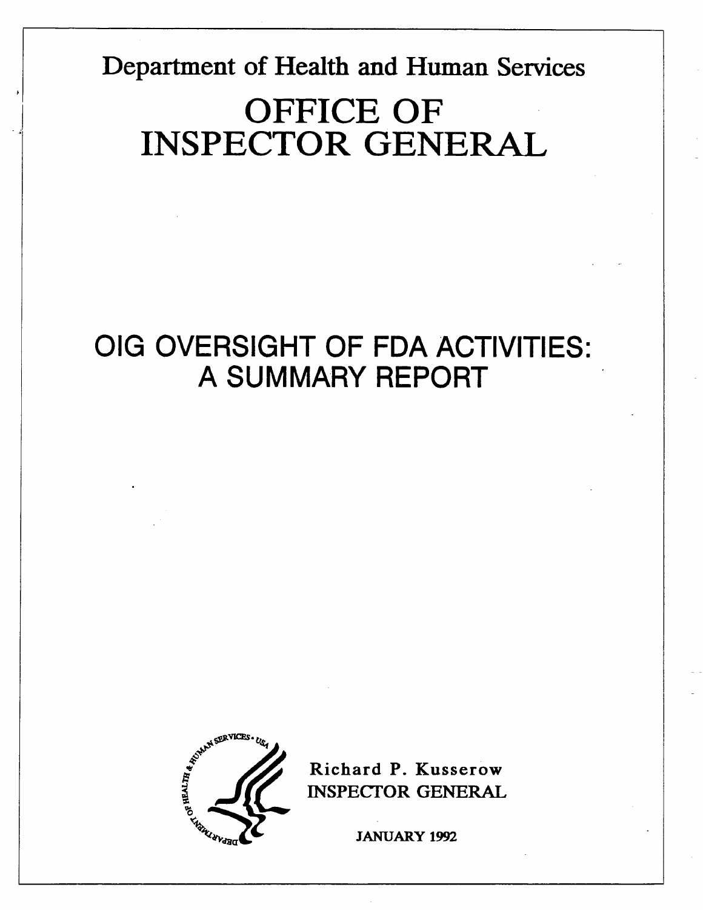Department of Health and Human Services

# OFFICE OF INSPECTOR GENERAL

# OIG OVERSIGHT OF FDA ACTIVITIES: A SUMMARY REPORT

Richard P. Kusserow
INSPECTOR GENERAL

JANUARY 1992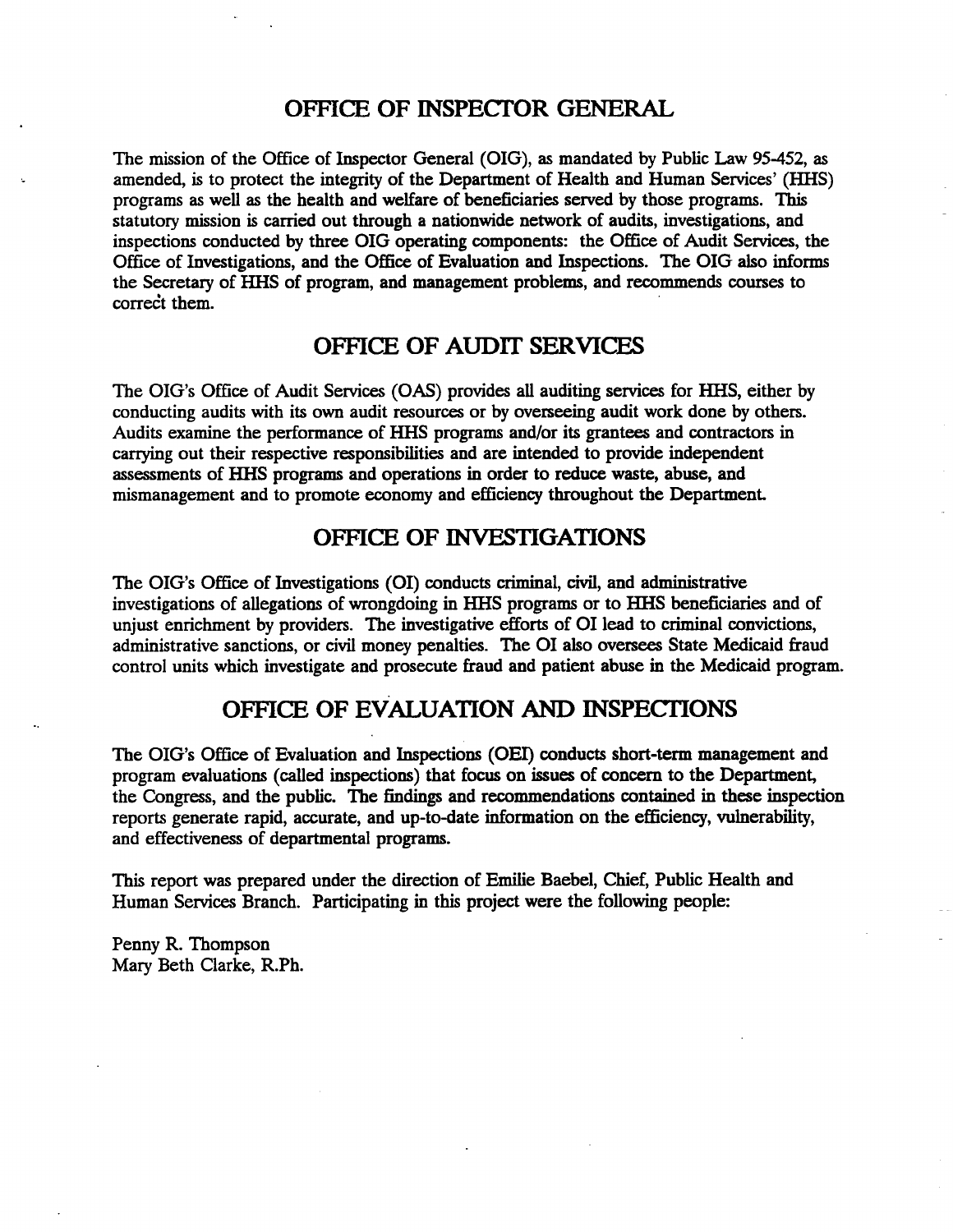## OFFICE OF INSPECTOR GENERAL

The mission of the Office of Inspector General (OIG), as mandated by Public Law 95-452, as amended, is to protect the integrity of the Department of Health and Human Services' (HHS) programs as well as the health and welfare of beneficiaries served by those programs. This statutory mission is carried out through a nationwide network of audits, investigations, and inspections conducted by three OIG operating components: the Office of Audit Services, the Office of Investigations, and the Office of Evaluation and Inspections. The OIG also informs the Secretary of HHS of program, and management problems, and recommends courses to correct them.

## OFFICE OF AUDIT SERVICES

The OIG's Office of Audit Services (OAS) provides all auditing services for HHS, either by conducting audits with its own audit resources or by overseeing audit work done by others. Audits examine the performance of HHS programs and/or its grantees and contractors in carrying out their respective responsibilities and are intended to provide independent assessments of HHS programs and operations in order to reduce waste, abuse, and mismanagement and to promote economy and efficiency throughout the Department.

## OFFICE OF INVESTIGATIONS

The OIG's Office of Investigations (OI) conducts criminal, civil, and administrative investigations of allegations of wrongdoing in HHS programs or to HHS beneficiaries and of unjust enrichment by providers. The investigative efforts of OI lead to criminal convictions, administrative sanctions, or civil money penalties. The OI also oversees State Medicaid fraud control units which investigate and prosecute fraud and patient abuse in the Medicaid program.

## OFFICE OF EVALUATION AND INSPECTIONS

The OIG's Office of Evaluation and Inspections (OEI) conducts short-term management and program evaluations (called inspections) that focus on issues of concern to the Department, the Congress, and the public. The findings and recommendations contained in these inspection reports generate rapid, accurate, and up-to-date information on the efficiency, vulnerability, and effectiveness of departmental programs.

This report was prepared under the direction of Emilie Baebel, Chief, Public Health and Human Services Branch. Participating in this project were the following people:

Penny R. Thompson
Mary Beth Clarke, R.Ph.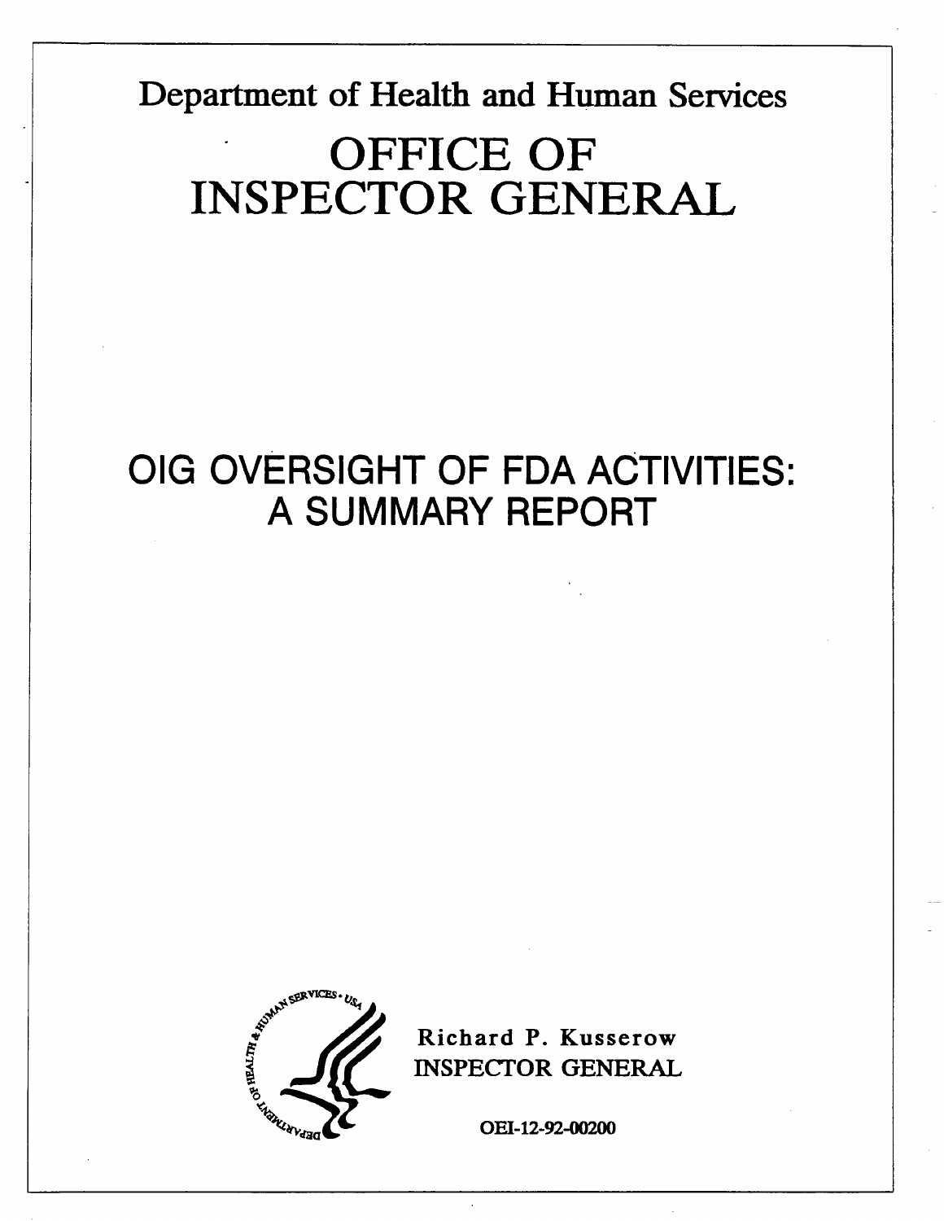# Department of Health and Human Services

# OFFICE OF INSPECTOR GENERAL

## OIG OVERSIGHT OF FDA ACTIVITIES: A SUMMARY REPORT

Richard P. Kusserow
INSPECTOR GENERAL

OEI-12-92-00200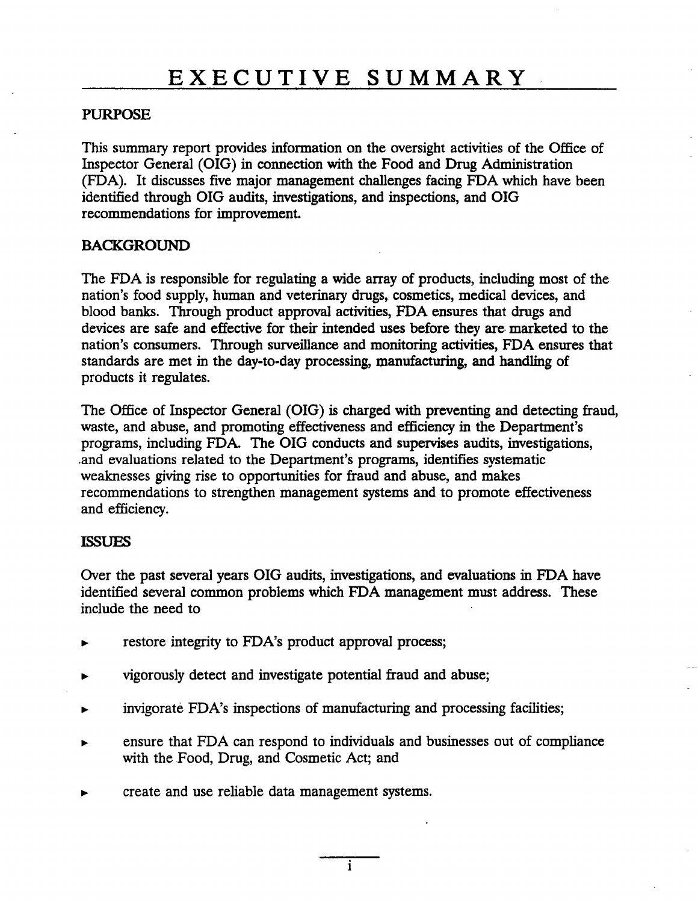# EXECUTIVE SUMMARY

## PURPOSE

This summary report provides information on the oversight activities of the Office of Inspector General (OIG) in connection with the Food and Drug Administration (FDA). It discusses five major management challenges facing FDA which have been identified through OIG audits, investigations, and inspections, and OIG recommendations for improvement.

## BACKGROUND

The FDA is responsible for regulating a wide array of products, including most of the nation's food supply, human and veterinary drugs, cosmetics, medical devices, and blood banks. Through product approval activities, FDA ensures that drugs and devices are safe and effective for their intended uses before they are marketed to the nation's consumers. Through surveillance and monitoring activities, FDA ensures that standards are met in the day-to-day processing, manufacturing, and handling of products it regulates.

The Office of Inspector General (OIG) is charged with preventing and detecting fraud, waste, and abuse, and promoting effectiveness and efficiency in the Department's programs, including FDA. The OIG conducts and supervises audits, investigations, and evaluations related to the Department's programs, identifies systematic weaknesses giving rise to opportunities for fraud and abuse, and makes recommendations to strengthen management systems and to promote effectiveness and efficiency.

## ISSUES

Over the past several years OIG audits, investigations, and evaluations in FDA have identified several common problems which FDA management must address. These include the need to

- restore integrity to FDA's product approval process;
- vigorously detect and investigate potential fraud and abuse;
- invigorate FDA's inspections of manufacturing and processing facilities;
- ensure that FDA can respond to individuals and businesses out of compliance with the Food, Drug, and Cosmetic Act; and
- create and use reliable data management systems.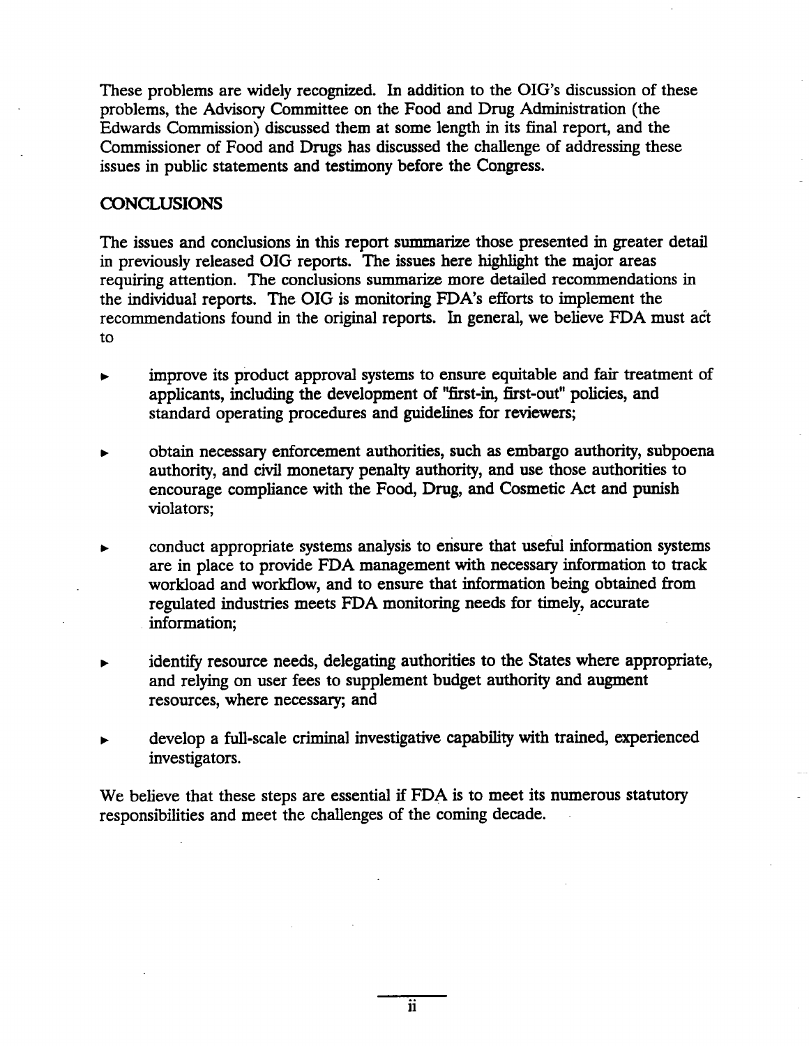These problems are widely recognized. In addition to the OIG's discussion of these problems, the Advisory Committee on the Food and Drug Administration (the Edwards Commission) discussed them at some length in its final report, and the Commissioner of Food and Drugs has discussed the challenge of addressing these issues in public statements and testimony before the Congress.

## CONCLUSIONS

The issues and conclusions in this report summarize those presented in greater detail in previously released OIG reports. The issues here highlight the major areas requiring attention. The conclusions summarize more detailed recommendations in the individual reports. The OIG is monitoring FDA's efforts to implement the recommendations found in the original reports. In general, we believe FDA must act to

- improve its product approval systems to ensure equitable and fair treatment of applicants, including the development of "first-in, first-out" policies, and standard operating procedures and guidelines for reviewers;
- obtain necessary enforcement authorities, such as embargo authority, subpoena authority, and civil monetary penalty authority, and use those authorities to encourage compliance with the Food, Drug, and Cosmetic Act and punish violators;
- conduct appropriate systems analysis to ensure that useful information systems are in place to provide FDA management with necessary information to track workload and workflow, and to ensure that information being obtained from regulated industries meets FDA monitoring needs for timely, accurate information;
- identify resource needs, delegating authorities to the States where appropriate, and relying on user fees to supplement budget authority and augment resources, where necessary; and
- develop a full-scale criminal investigative capability with trained, experienced investigators.

We believe that these steps are essential if FDA is to meet its numerous statutory responsibilities and meet the challenges of the coming decade.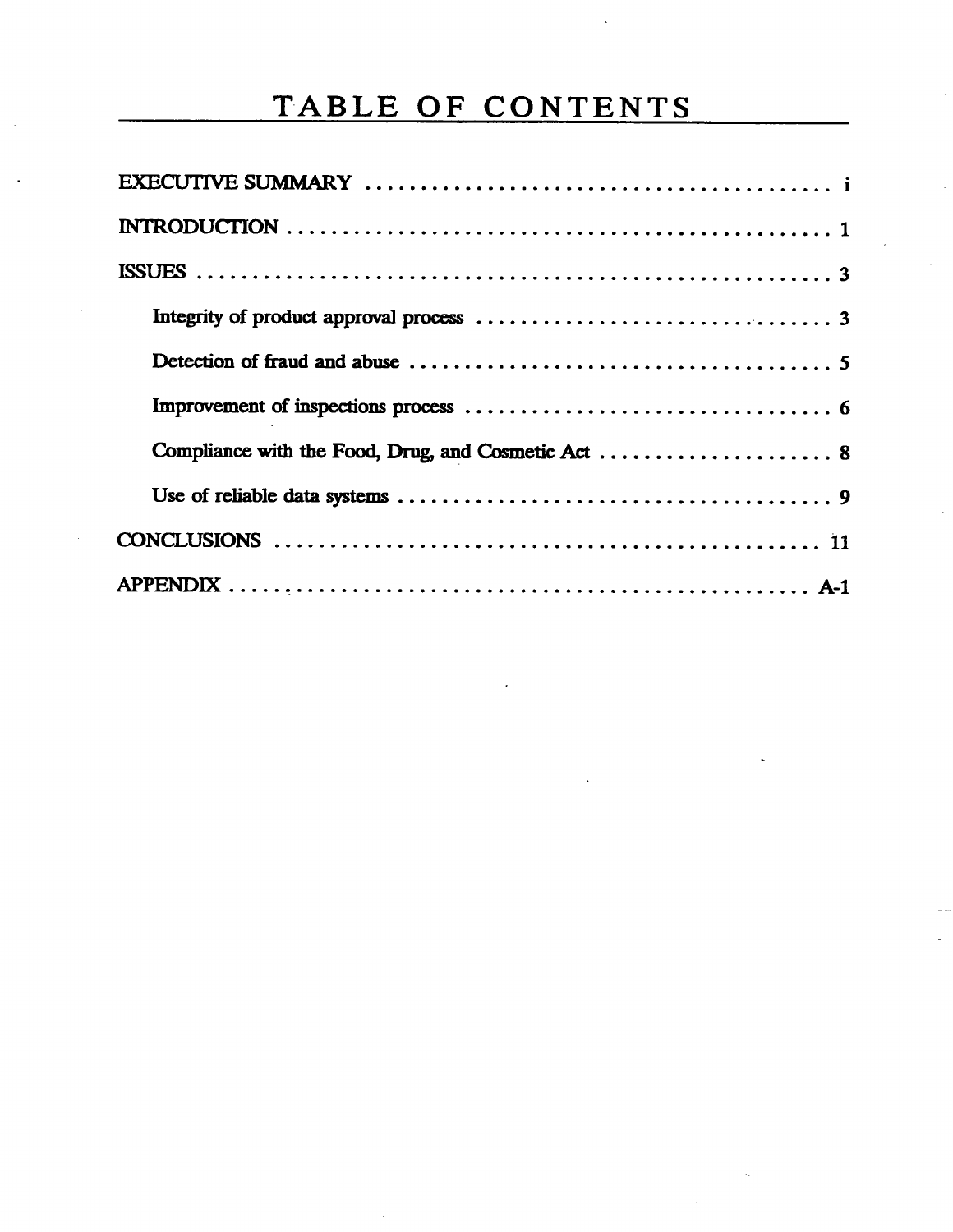# TABLE OF CONTENTS

EXECUTIVE SUMMARY . . . . . . . . . . . . . . . . . . . . . . . . . . . . . . . . . . . . . . . . . . i

INTRODUCTION . . . . . . . . . . . . . . . . . . . . . . . . . . . . . . . . . . . . . . . . . . . . . . 1

ISSUES . . . . . . . . . . . . . . . . . . . . . . . . . . . . . . . . . . . . . . . . . . . . . . . . . . . . 3

- Integrity of product approval process . . . . . . . . . . . . . . . . . . . . . . . . . . . . . . . . 3
- Detection of fraud and abuse . . . . . . . . . . . . . . . . . . . . . . . . . . . . . . . . . . . . . . 5
- Improvement of inspections process . . . . . . . . . . . . . . . . . . . . . . . . . . . . . . . . . 6
- Compliance with the Food, Drug, and Cosmetic Act . . . . . . . . . . . . . . . . . . . . . 8
- Use of reliable data systems . . . . . . . . . . . . . . . . . . . . . . . . . . . . . . . . . . . . . . . 9

CONCLUSIONS . . . . . . . . . . . . . . . . . . . . . . . . . . . . . . . . . . . . . . . . . . . . . . . . 11

APPENDIX . . . . . . . . . . . . . . . . . . . . . . . . . . . . . . . . . . . . . . . . . . . . . . . . . . A-1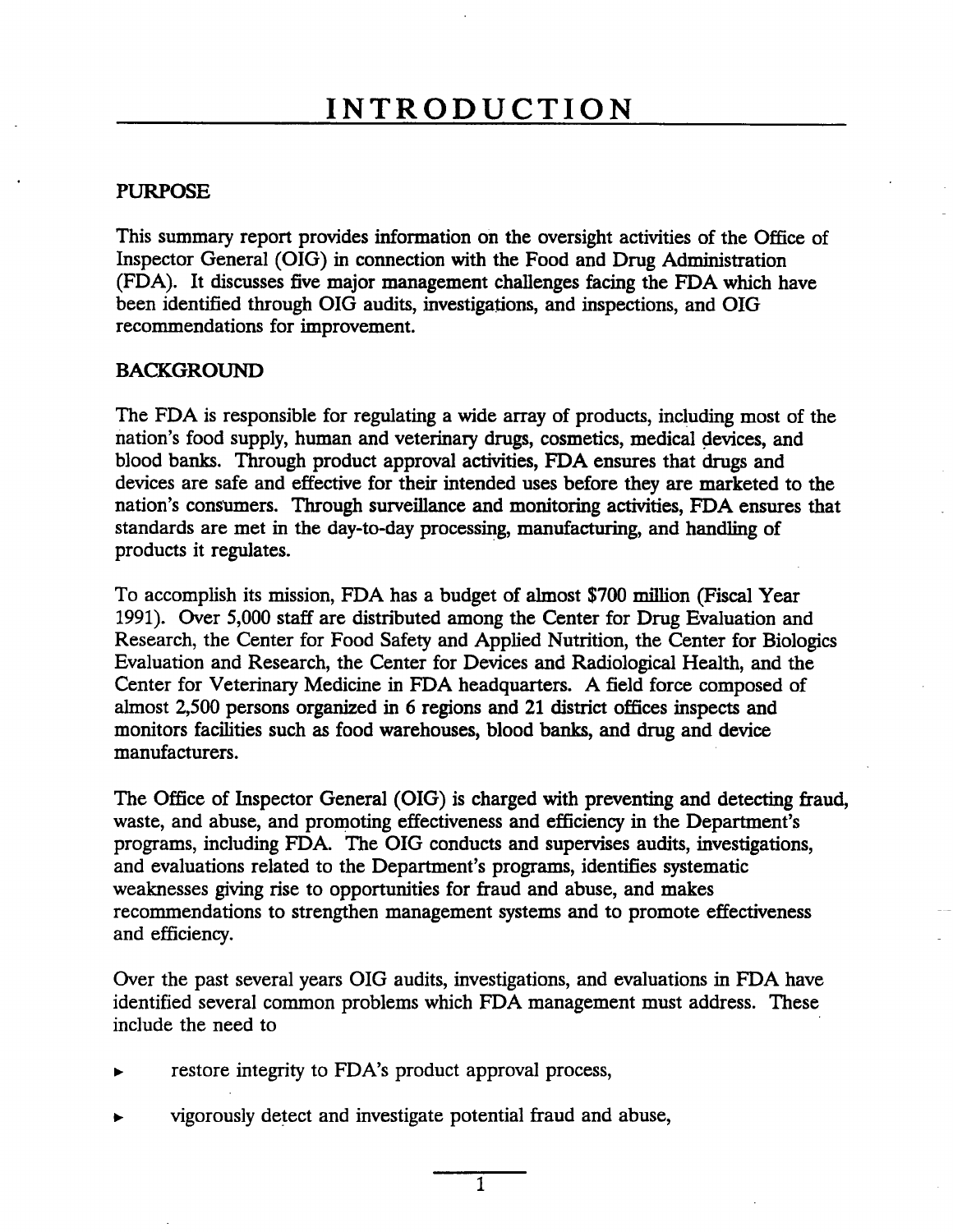# INTRODUCTION

## PURPOSE

This summary report provides information on the oversight activities of the Office of Inspector General (OIG) in connection with the Food and Drug Administration (FDA). It discusses five major management challenges facing the FDA which have been identified through OIG audits, investigations, and inspections, and OIG recommendations for improvement.

## BACKGROUND

The FDA is responsible for regulating a wide array of products, including most of the nation's food supply, human and veterinary drugs, cosmetics, medical devices, and blood banks. Through product approval activities, FDA ensures that drugs and devices are safe and effective for their intended uses before they are marketed to the nation's consumers. Through surveillance and monitoring activities, FDA ensures that standards are met in the day-to-day processing, manufacturing, and handling of products it regulates.

To accomplish its mission, FDA has a budget of almost $700 million (Fiscal Year 1991). Over 5,000 staff are distributed among the Center for Drug Evaluation and Research, the Center for Food Safety and Applied Nutrition, the Center for Biologics Evaluation and Research, the Center for Devices and Radiological Health, and the Center for Veterinary Medicine in FDA headquarters. A field force composed of almost 2,500 persons organized in 6 regions and 21 district offices inspects and monitors facilities such as food warehouses, blood banks, and drug and device manufacturers.

The Office of Inspector General (OIG) is charged with preventing and detecting fraud, waste, and abuse, and promoting effectiveness and efficiency in the Department's programs, including FDA. The OIG conducts and supervises audits, investigations, and evaluations related to the Department's programs, identifies systematic weaknesses giving rise to opportunities for fraud and abuse, and makes recommendations to strengthen management systems and to promote effectiveness and efficiency.

Over the past several years OIG audits, investigations, and evaluations in FDA have identified several common problems which FDA management must address. These include the need to

- restore integrity to FDA's product approval process,
- vigorously detect and investigate potential fraud and abuse,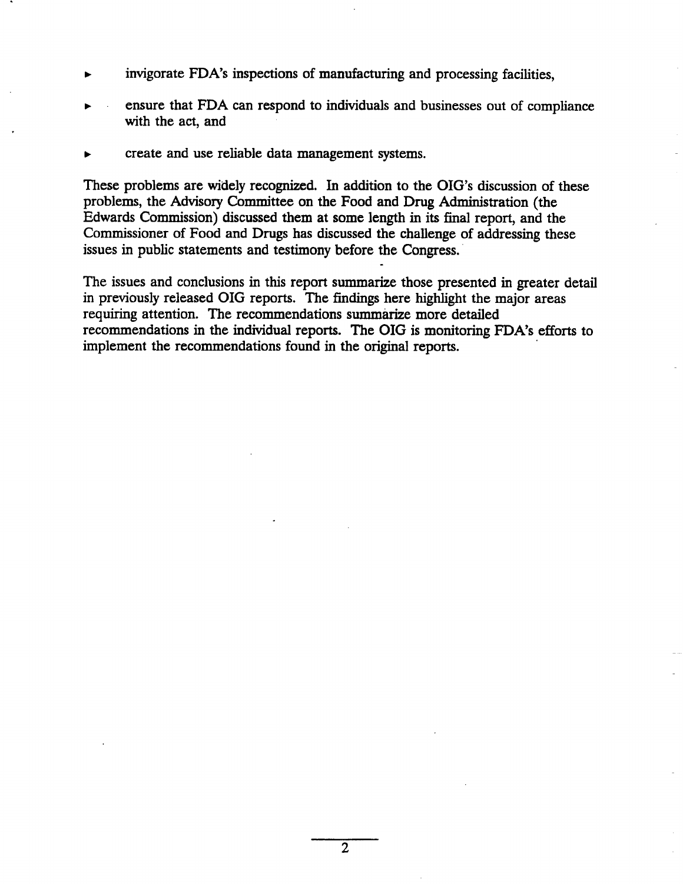- invigorate FDA's inspections of manufacturing and processing facilities,
- ensure that FDA can respond to individuals and businesses out of compliance with the act, and
- create and use reliable data management systems.

These problems are widely recognized. In addition to the OIG's discussion of these problems, the Advisory Committee on the Food and Drug Administration (the Edwards Commission) discussed them at some length in its final report, and the Commissioner of Food and Drugs has discussed the challenge of addressing these issues in public statements and testimony before the Congress.

The issues and conclusions in this report summarize those presented in greater detail in previously released OIG reports. The findings here highlight the major areas requiring attention. The recommendations summarize more detailed recommendations in the individual reports. The OIG is monitoring FDA's efforts to implement the recommendations found in the original reports.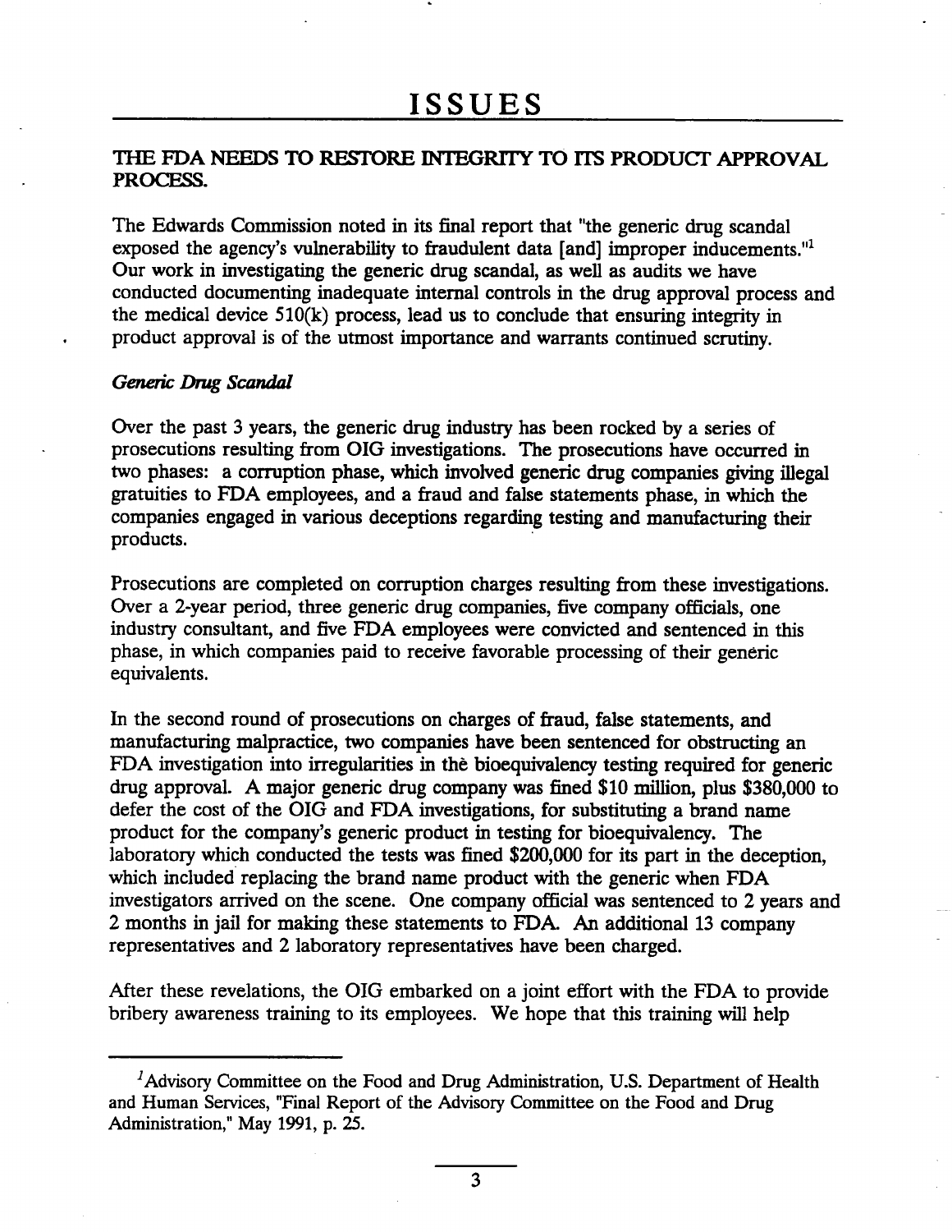# ISSUES

## THE FDA NEEDS TO RESTORE INTEGRITY TO ITS PRODUCT APPROVAL PROCESS.

The Edwards Commission noted in its final report that "the generic drug scandal exposed the agency's vulnerability to fraudulent data [and] improper inducements."[1] Our work in investigating the generic drug scandal, as well as audits we have conducted documenting inadequate internal controls in the drug approval process and the medical device 510(k) process, lead us to conclude that ensuring integrity in product approval is of the utmost importance and warrants continued scrutiny.

### *Generic Drug Scandal*

Over the past 3 years, the generic drug industry has been rocked by a series of prosecutions resulting from OIG investigations. The prosecutions have occurred in two phases: a corruption phase, which involved generic drug companies giving illegal gratuities to FDA employees, and a fraud and false statements phase, in which the companies engaged in various deceptions regarding testing and manufacturing their products.

Prosecutions are completed on corruption charges resulting from these investigations. Over a 2-year period, three generic drug companies, five company officials, one industry consultant, and five FDA employees were convicted and sentenced in this phase, in which companies paid to receive favorable processing of their generic equivalents.

In the second round of prosecutions on charges of fraud, false statements, and manufacturing malpractice, two companies have been sentenced for obstructing an FDA investigation into irregularities in the bioequivalency testing required for generic drug approval. A major generic drug company was fined $10 million, plus $380,000 to defer the cost of the OIG and FDA investigations, for substituting a brand name product for the company's generic product in testing for bioequivalency. The laboratory which conducted the tests was fined $200,000 for its part in the deception, which included replacing the brand name product with the generic when FDA investigators arrived on the scene. One company official was sentenced to 2 years and 2 months in jail for making these statements to FDA. An additional 13 company representatives and 2 laboratory representatives have been charged.

After these revelations, the OIG embarked on a joint effort with the FDA to provide bribery awareness training to its employees. We hope that this training will help

---

[1] Advisory Committee on the Food and Drug Administration, U.S. Department of Health and Human Services, "Final Report of the Advisory Committee on the Food and Drug Administration," May 1991, p. 25.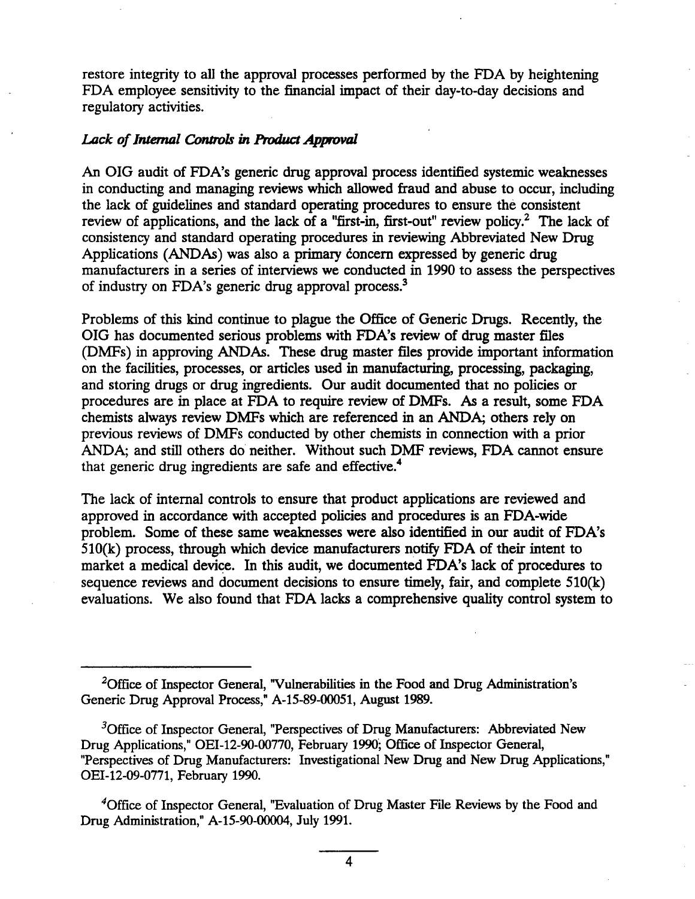restore integrity to all the approval processes performed by the FDA by heightening FDA employee sensitivity to the financial impact of their day-to-day decisions and regulatory activities.

### *Lack of Internal Controls in Product Approval*

An OIG audit of FDA's generic drug approval process identified systemic weaknesses in conducting and managing reviews which allowed fraud and abuse to occur, including the lack of guidelines and standard operating procedures to ensure the consistent review of applications, and the lack of a "first-in, first-out" review policy.[2] The lack of consistency and standard operating procedures in reviewing Abbreviated New Drug Applications (ANDAs) was also a primary concern expressed by generic drug manufacturers in a series of interviews we conducted in 1990 to assess the perspectives of industry on FDA's generic drug approval process.[3]

Problems of this kind continue to plague the Office of Generic Drugs. Recently, the OIG has documented serious problems with FDA's review of drug master files (DMFs) in approving ANDAs. These drug master files provide important information on the facilities, processes, or articles used in manufacturing, processing, packaging, and storing drugs or drug ingredients. Our audit documented that no policies or procedures are in place at FDA to require review of DMFs. As a result, some FDA chemists always review DMFs which are referenced in an ANDA; others rely on previous reviews of DMFs conducted by other chemists in connection with a prior ANDA; and still others do neither. Without such DMF reviews, FDA cannot ensure that generic drug ingredients are safe and effective.[4]

The lack of internal controls to ensure that product applications are reviewed and approved in accordance with accepted policies and procedures is an FDA-wide problem. Some of these same weaknesses were also identified in our audit of FDA's 510(k) process, through which device manufacturers notify FDA of their intent to market a medical device. In this audit, we documented FDA's lack of procedures to sequence reviews and document decisions to ensure timely, fair, and complete 510(k) evaluations. We also found that FDA lacks a comprehensive quality control system to

---

[2] Office of Inspector General, "Vulnerabilities in the Food and Drug Administration's Generic Drug Approval Process," A-15-89-00051, August 1989.

[3] Office of Inspector General, "Perspectives of Drug Manufacturers: Abbreviated New Drug Applications," OEI-12-90-00770, February 1990; Office of Inspector General, "Perspectives of Drug Manufacturers: Investigational New Drug and New Drug Applications," OEI-12-09-0771, February 1990.

[4] Office of Inspector General, "Evaluation of Drug Master File Reviews by the Food and Drug Administration," A-15-90-00004, July 1991.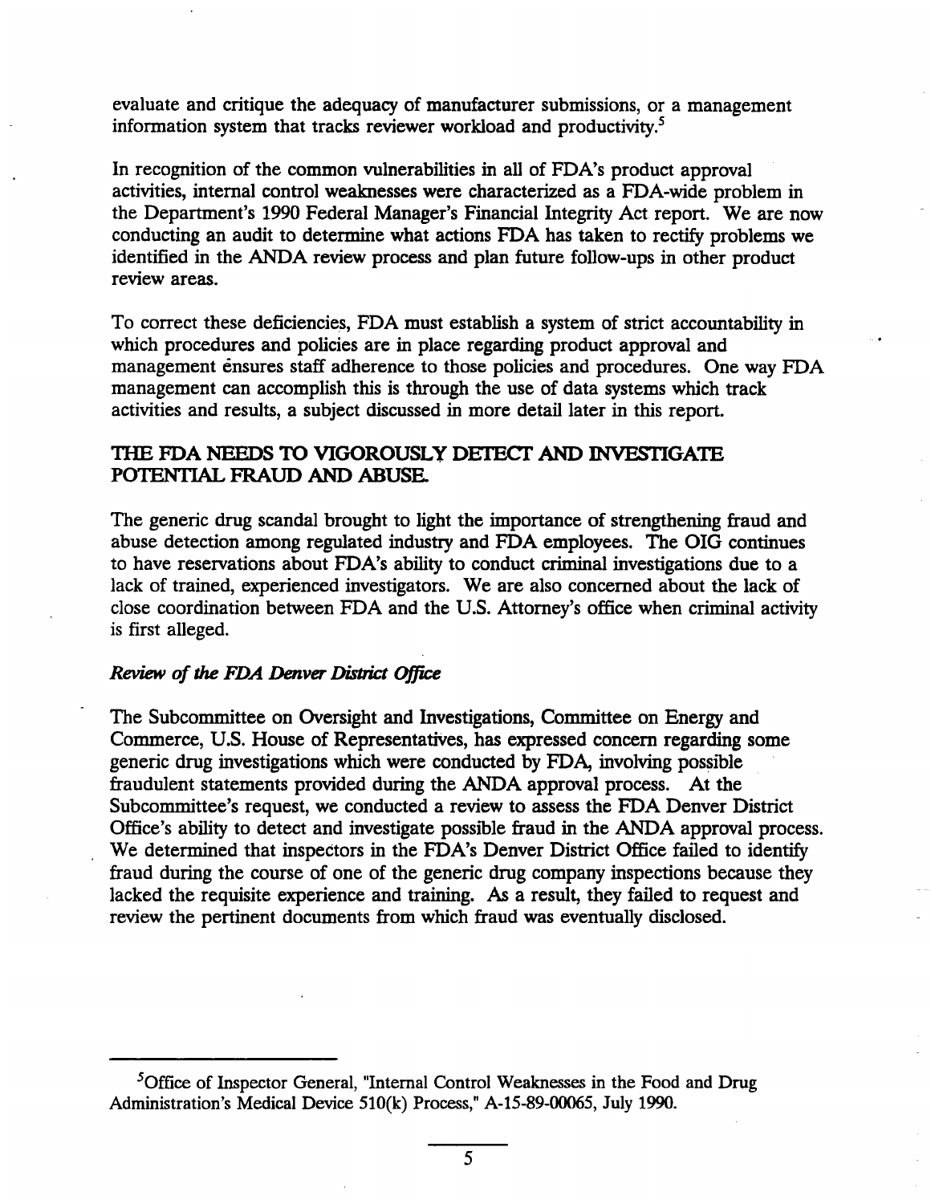evaluate and critique the adequacy of manufacturer submissions, or a management information system that tracks reviewer workload and productivity.[5]

In recognition of the common vulnerabilities in all of FDA's product approval activities, internal control weaknesses were characterized as a FDA-wide problem in the Department's 1990 Federal Manager's Financial Integrity Act report. We are now conducting an audit to determine what actions FDA has taken to rectify problems we identified in the ANDA review process and plan future follow-ups in other product review areas.

To correct these deficiencies, FDA must establish a system of strict accountability in which procedures and policies are in place regarding product approval and management ensures staff adherence to those policies and procedures. One way FDA management can accomplish this is through the use of data systems which track activities and results, a subject discussed in more detail later in this report.

## THE FDA NEEDS TO VIGOROUSLY DETECT AND INVESTIGATE POTENTIAL FRAUD AND ABUSE.

The generic drug scandal brought to light the importance of strengthening fraud and abuse detection among regulated industry and FDA employees. The OIG continues to have reservations about FDA's ability to conduct criminal investigations due to a lack of trained, experienced investigators. We are also concerned about the lack of close coordination between FDA and the U.S. Attorney's office when criminal activity is first alleged.

### *Review of the FDA Denver District Office*

The Subcommittee on Oversight and Investigations, Committee on Energy and Commerce, U.S. House of Representatives, has expressed concern regarding some generic drug investigations which were conducted by FDA, involving possible fraudulent statements provided during the ANDA approval process. At the Subcommittee's request, we conducted a review to assess the FDA Denver District Office's ability to detect and investigate possible fraud in the ANDA approval process. We determined that inspectors in the FDA's Denver District Office failed to identify fraud during the course of one of the generic drug company inspections because they lacked the requisite experience and training. As a result, they failed to request and review the pertinent documents from which fraud was eventually disclosed.

---

[5] Office of Inspector General, "Internal Control Weaknesses in the Food and Drug Administration's Medical Device 510(k) Process," A-15-89-00065, July 1990.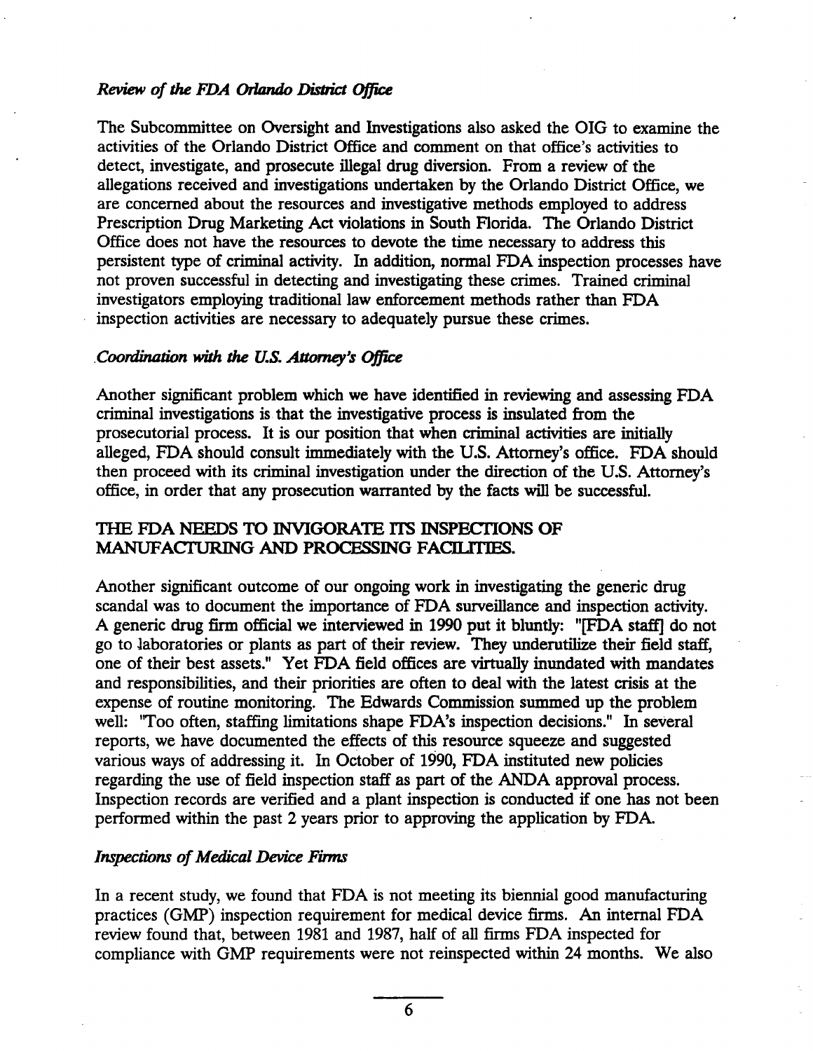*Review of the FDA Orlando District Office*

The Subcommittee on Oversight and Investigations also asked the OIG to examine the activities of the Orlando District Office and comment on that office's activities to detect, investigate, and prosecute illegal drug diversion. From a review of the allegations received and investigations undertaken by the Orlando District Office, we are concerned about the resources and investigative methods employed to address Prescription Drug Marketing Act violations in South Florida. The Orlando District Office does not have the resources to devote the time necessary to address this persistent type of criminal activity. In addition, normal FDA inspection processes have not proven successful in detecting and investigating these crimes. Trained criminal investigators employing traditional law enforcement methods rather than FDA inspection activities are necessary to adequately pursue these crimes.

*Coordination with the U.S. Attorney's Office*

Another significant problem which we have identified in reviewing and assessing FDA criminal investigations is that the investigative process is insulated from the prosecutorial process. It is our position that when criminal activities are initially alleged, FDA should consult immediately with the U.S. Attorney's office. FDA should then proceed with its criminal investigation under the direction of the U.S. Attorney's office, in order that any prosecution warranted by the facts will be successful.

## THE FDA NEEDS TO INVIGORATE ITS INSPECTIONS OF MANUFACTURING AND PROCESSING FACILITIES.

Another significant outcome of our ongoing work in investigating the generic drug scandal was to document the importance of FDA surveillance and inspection activity. A generic drug firm official we interviewed in 1990 put it bluntly: "[FDA staff] do not go to laboratories or plants as part of their review. They underutilize their field staff, one of their best assets." Yet FDA field offices are virtually inundated with mandates and responsibilities, and their priorities are often to deal with the latest crisis at the expense of routine monitoring. The Edwards Commission summed up the problem well: "Too often, staffing limitations shape FDA's inspection decisions." In several reports, we have documented the effects of this resource squeeze and suggested various ways of addressing it. In October of 1990, FDA instituted new policies regarding the use of field inspection staff as part of the ANDA approval process. Inspection records are verified and a plant inspection is conducted if one has not been performed within the past 2 years prior to approving the application by FDA.

*Inspections of Medical Device Firms*

In a recent study, we found that FDA is not meeting its biennial good manufacturing practices (GMP) inspection requirement for medical device firms. An internal FDA review found that, between 1981 and 1987, half of all firms FDA inspected for compliance with GMP requirements were not reinspected within 24 months. We also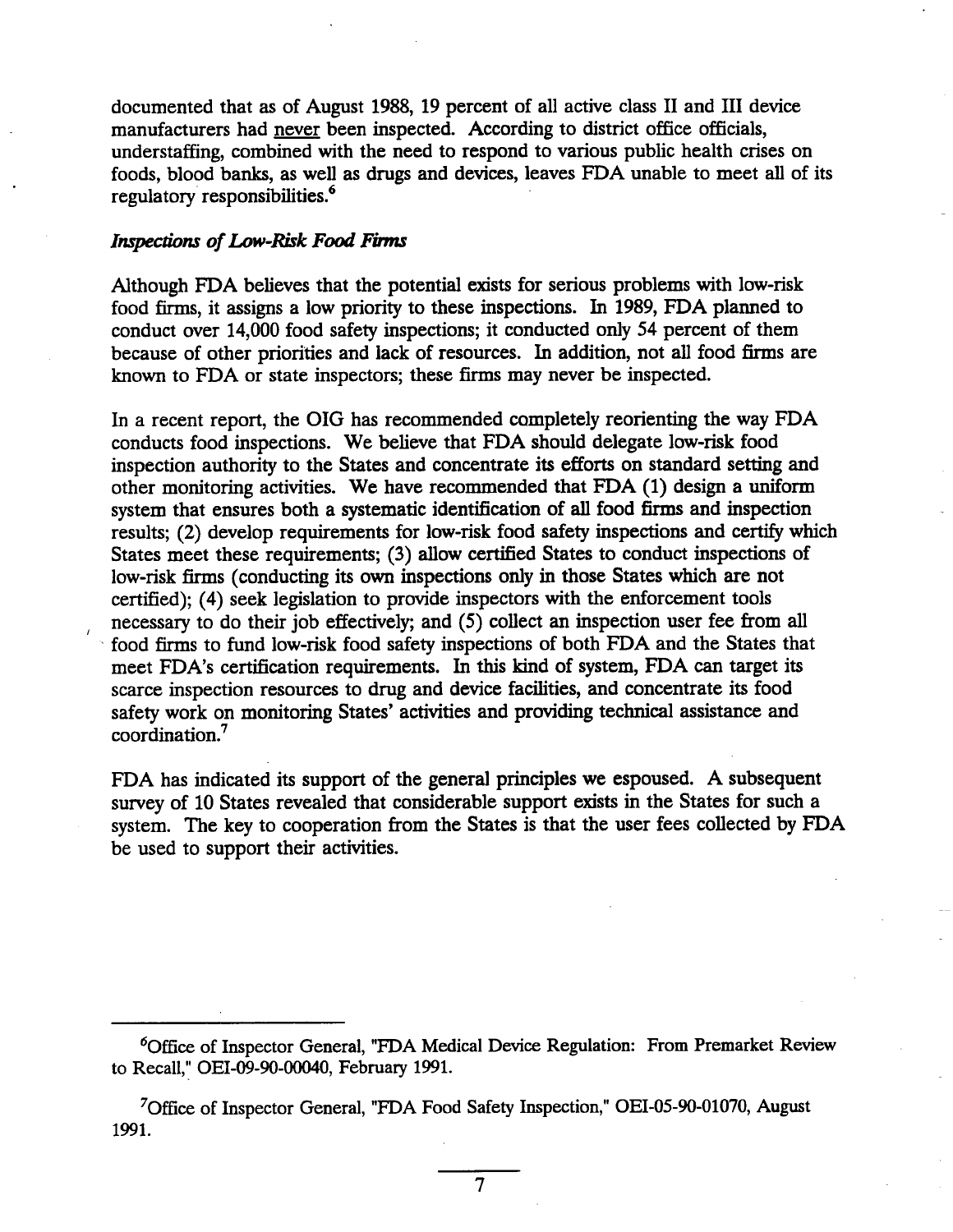documented that as of August 1988, 19 percent of all active class II and III device manufacturers had <u>never</u> been inspected. According to district office officials, understaffing, combined with the need to respond to various public health crises on foods, blood banks, as well as drugs and devices, leaves FDA unable to meet all of its regulatory responsibilities.[6]

### *Inspections of Low-Risk Food Firms*

Although FDA believes that the potential exists for serious problems with low-risk food firms, it assigns a low priority to these inspections. In 1989, FDA planned to conduct over 14,000 food safety inspections; it conducted only 54 percent of them because of other priorities and lack of resources. In addition, not all food firms are known to FDA or state inspectors; these firms may never be inspected.

In a recent report, the OIG has recommended completely reorienting the way FDA conducts food inspections. We believe that FDA should delegate low-risk food inspection authority to the States and concentrate its efforts on standard setting and other monitoring activities. We have recommended that FDA (1) design a uniform system that ensures both a systematic identification of all food firms and inspection results; (2) develop requirements for low-risk food safety inspections and certify which States meet these requirements; (3) allow certified States to conduct inspections of low-risk firms (conducting its own inspections only in those States which are not certified); (4) seek legislation to provide inspectors with the enforcement tools necessary to do their job effectively; and (5) collect an inspection user fee from all food firms to fund low-risk food safety inspections of both FDA and the States that meet FDA's certification requirements. In this kind of system, FDA can target its scarce inspection resources to drug and device facilities, and concentrate its food safety work on monitoring States' activities and providing technical assistance and coordination.[7]

FDA has indicated its support of the general principles we espoused. A subsequent survey of 10 States revealed that considerable support exists in the States for such a system. The key to cooperation from the States is that the user fees collected by FDA be used to support their activities.

---

[6] Office of Inspector General, "FDA Medical Device Regulation: From Premarket Review to Recall," OEI-09-90-00040, February 1991.

[7] Office of Inspector General, "FDA Food Safety Inspection," OEI-05-90-01070, August 1991.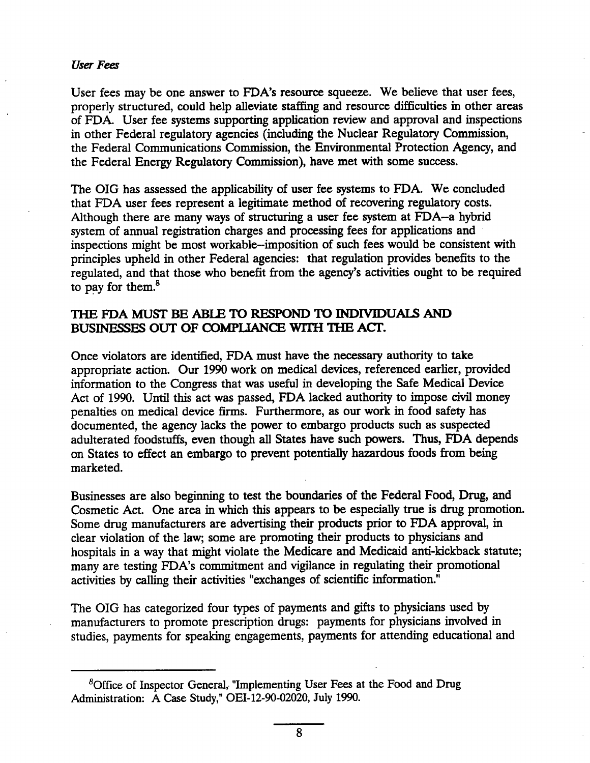*User Fees*

User fees may be one answer to FDA's resource squeeze. We believe that user fees, properly structured, could help alleviate staffing and resource difficulties in other areas of FDA. User fee systems supporting application review and approval and inspections in other Federal regulatory agencies (including the Nuclear Regulatory Commission, the Federal Communications Commission, the Environmental Protection Agency, and the Federal Energy Regulatory Commission), have met with some success.

The OIG has assessed the applicability of user fee systems to FDA. We concluded that FDA user fees represent a legitimate method of recovering regulatory costs. Although there are many ways of structuring a user fee system at FDA--a hybrid system of annual registration charges and processing fees for applications and inspections might be most workable--imposition of such fees would be consistent with principles upheld in other Federal agencies: that regulation provides benefits to the regulated, and that those who benefit from the agency's activities ought to be required to pay for them.[8]

## THE FDA MUST BE ABLE TO RESPOND TO INDIVIDUALS AND BUSINESSES OUT OF COMPLIANCE WITH THE ACT.

Once violators are identified, FDA must have the necessary authority to take appropriate action. Our 1990 work on medical devices, referenced earlier, provided information to the Congress that was useful in developing the Safe Medical Device Act of 1990. Until this act was passed, FDA lacked authority to impose civil money penalties on medical device firms. Furthermore, as our work in food safety has documented, the agency lacks the power to embargo products such as suspected adulterated foodstuffs, even though all States have such powers. Thus, FDA depends on States to effect an embargo to prevent potentially hazardous foods from being marketed.

Businesses are also beginning to test the boundaries of the Federal Food, Drug, and Cosmetic Act. One area in which this appears to be especially true is drug promotion. Some drug manufacturers are advertising their products prior to FDA approval, in clear violation of the law; some are promoting their products to physicians and hospitals in a way that might violate the Medicare and Medicaid anti-kickback statute; many are testing FDA's commitment and vigilance in regulating their promotional activities by calling their activities "exchanges of scientific information."

The OIG has categorized four types of payments and gifts to physicians used by manufacturers to promote prescription drugs: payments for physicians involved in studies, payments for speaking engagements, payments for attending educational and

---

[8] Office of Inspector General, "Implementing User Fees at the Food and Drug Administration: A Case Study," OEI-12-90-02020, July 1990.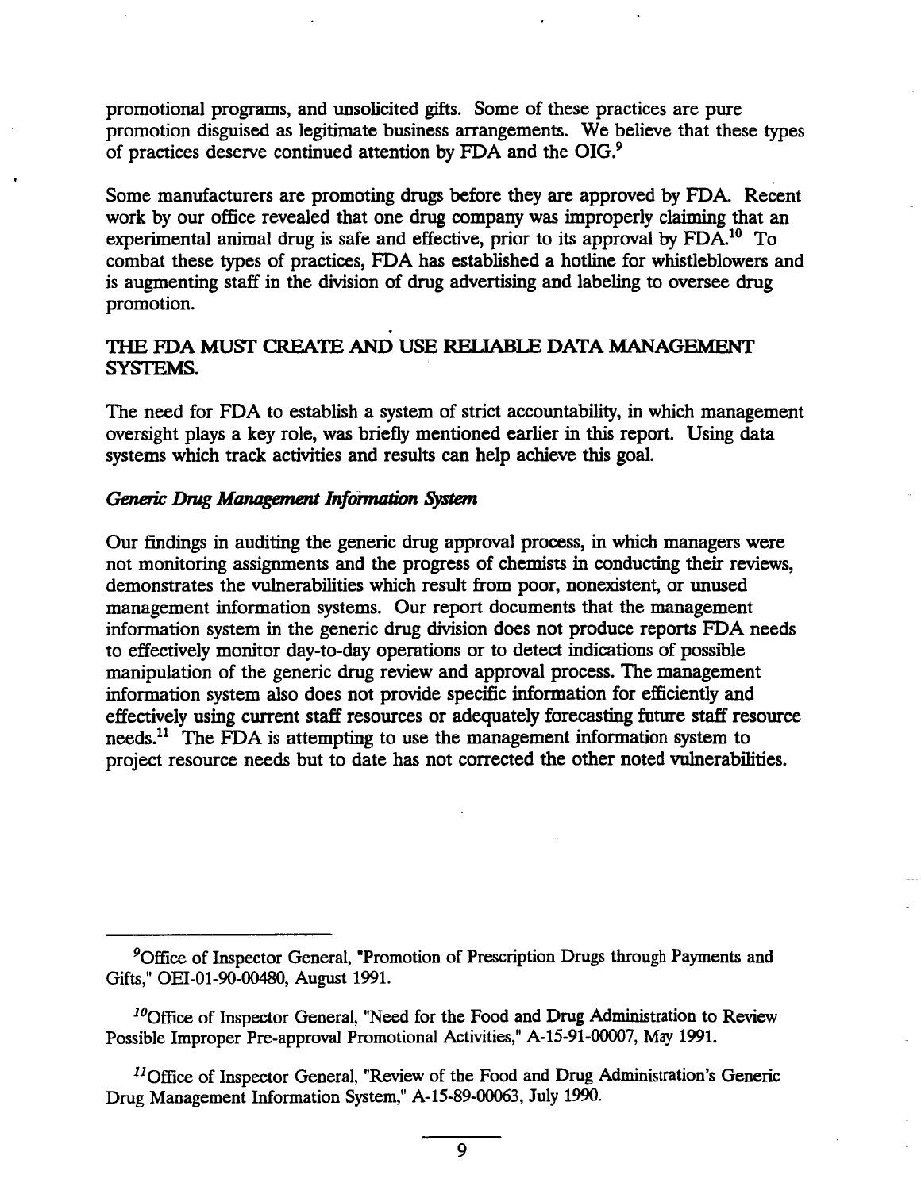promotional programs, and unsolicited gifts. Some of these practices are pure promotion disguised as legitimate business arrangements. We believe that these types of practices deserve continued attention by FDA and the OIG.[9]

Some manufacturers are promoting drugs before they are approved by FDA. Recent work by our office revealed that one drug company was improperly claiming that an experimental animal drug is safe and effective, prior to its approval by FDA.[10] To combat these types of practices, FDA has established a hotline for whistleblowers and is augmenting staff in the division of drug advertising and labeling to oversee drug promotion.

## THE FDA MUST CREATE AND USE RELIABLE DATA MANAGEMENT SYSTEMS.

The need for FDA to establish a system of strict accountability, in which management oversight plays a key role, was briefly mentioned earlier in this report. Using data systems which track activities and results can help achieve this goal.

### *Generic Drug Management Information System*

Our findings in auditing the generic drug approval process, in which managers were not monitoring assignments and the progress of chemists in conducting their reviews, demonstrates the vulnerabilities which result from poor, nonexistent, or unused management information systems. Our report documents that the management information system in the generic drug division does not produce reports FDA needs to effectively monitor day-to-day operations or to detect indications of possible manipulation of the generic drug review and approval process. The management information system also does not provide specific information for efficiently and effectively using current staff resources or adequately forecasting future staff resource needs.[11] The FDA is attempting to use the management information system to project resource needs but to date has not corrected the other noted vulnerabilities.

---

[9] Office of Inspector General, "Promotion of Prescription Drugs through Payments and Gifts," OEI-01-90-00480, August 1991.

[10] Office of Inspector General, "Need for the Food and Drug Administration to Review Possible Improper Pre-approval Promotional Activities," A-15-91-00007, May 1991.

[11] Office of Inspector General, "Review of the Food and Drug Administration's Generic Drug Management Information System," A-15-89-00063, July 1990.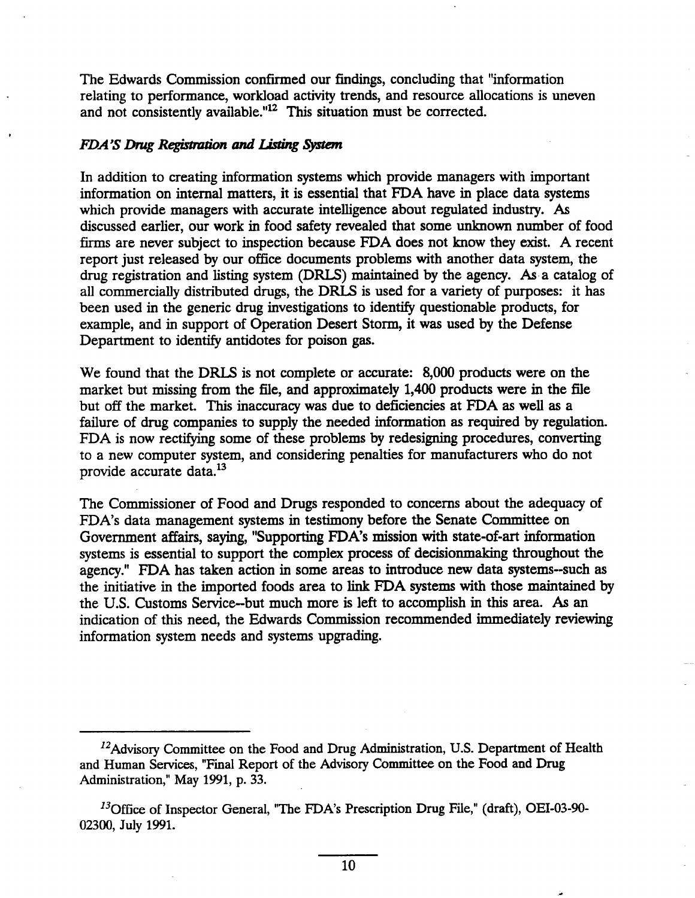The Edwards Commission confirmed our findings, concluding that "information relating to performance, workload activity trends, and resource allocations is uneven and not consistently available."[12] This situation must be corrected.

### *FDA'S Drug Registration and Listing System*

In addition to creating information systems which provide managers with important information on internal matters, it is essential that FDA have in place data systems which provide managers with accurate intelligence about regulated industry. As discussed earlier, our work in food safety revealed that some unknown number of food firms are never subject to inspection because FDA does not know they exist. A recent report just released by our office documents problems with another data system, the drug registration and listing system (DRLS) maintained by the agency. As a catalog of all commercially distributed drugs, the DRLS is used for a variety of purposes: it has been used in the generic drug investigations to identify questionable products, for example, and in support of Operation Desert Storm, it was used by the Defense Department to identify antidotes for poison gas.

We found that the DRLS is not complete or accurate: 8,000 products were on the market but missing from the file, and approximately 1,400 products were in the file but off the market. This inaccuracy was due to deficiencies at FDA as well as a failure of drug companies to supply the needed information as required by regulation. FDA is now rectifying some of these problems by redesigning procedures, converting to a new computer system, and considering penalties for manufacturers who do not provide accurate data.[13]

The Commissioner of Food and Drugs responded to concerns about the adequacy of FDA's data management systems in testimony before the Senate Committee on Government affairs, saying, "Supporting FDA's mission with state-of-art information systems is essential to support the complex process of decisionmaking throughout the agency." FDA has taken action in some areas to introduce new data systems--such as the initiative in the imported foods area to link FDA systems with those maintained by the U.S. Customs Service--but much more is left to accomplish in this area. As an indication of this need, the Edwards Commission recommended immediately reviewing information system needs and systems upgrading.

---

[12] Advisory Committee on the Food and Drug Administration, U.S. Department of Health and Human Services, "Final Report of the Advisory Committee on the Food and Drug Administration," May 1991, p. 33.

[13] Office of Inspector General, "The FDA's Prescription Drug File," (draft), OEI-03-90-02300, July 1991.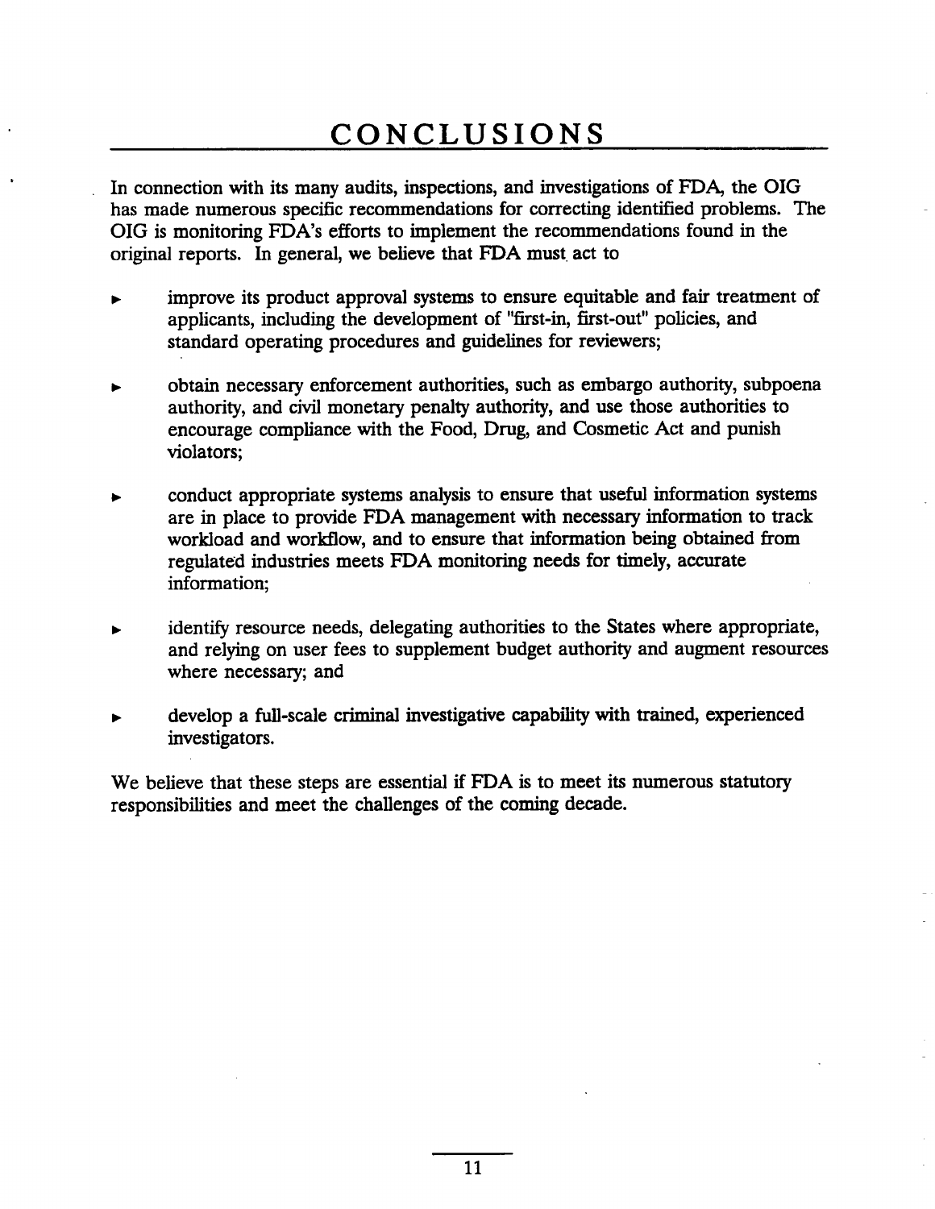# CONCLUSIONS

In connection with its many audits, inspections, and investigations of FDA, the OIG has made numerous specific recommendations for correcting identified problems. The OIG is monitoring FDA's efforts to implement the recommendations found in the original reports. In general, we believe that FDA must act to

- improve its product approval systems to ensure equitable and fair treatment of applicants, including the development of "first-in, first-out" policies, and standard operating procedures and guidelines for reviewers;

- obtain necessary enforcement authorities, such as embargo authority, subpoena authority, and civil monetary penalty authority, and use those authorities to encourage compliance with the Food, Drug, and Cosmetic Act and punish violators;

- conduct appropriate systems analysis to ensure that useful information systems are in place to provide FDA management with necessary information to track workload and workflow, and to ensure that information being obtained from regulated industries meets FDA monitoring needs for timely, accurate information;

- identify resource needs, delegating authorities to the States where appropriate, and relying on user fees to supplement budget authority and augment resources where necessary; and

- develop a full-scale criminal investigative capability with trained, experienced investigators.

We believe that these steps are essential if FDA is to meet its numerous statutory responsibilities and meet the challenges of the coming decade.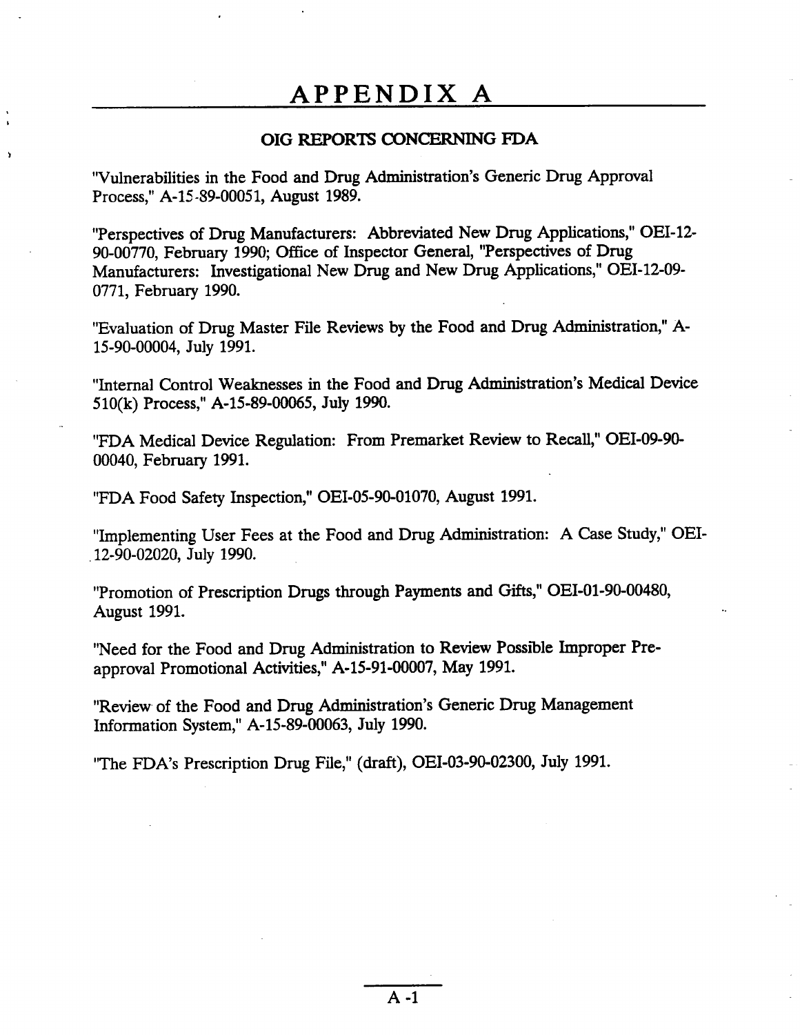# APPENDIX A

## OIG REPORTS CONCERNING FDA

"Vulnerabilities in the Food and Drug Administration's Generic Drug Approval Process," A-15-89-00051, August 1989.

"Perspectives of Drug Manufacturers: Abbreviated New Drug Applications," OEI-12-90-00770, February 1990; Office of Inspector General, "Perspectives of Drug Manufacturers: Investigational New Drug and New Drug Applications," OEI-12-09-0771, February 1990.

"Evaluation of Drug Master File Reviews by the Food and Drug Administration," A-15-90-00004, July 1991.

"Internal Control Weaknesses in the Food and Drug Administration's Medical Device 510(k) Process," A-15-89-00065, July 1990.

"FDA Medical Device Regulation: From Premarket Review to Recall," OEI-09-90-00040, February 1991.

"FDA Food Safety Inspection," OEI-05-90-01070, August 1991.

"Implementing User Fees at the Food and Drug Administration: A Case Study," OEI-12-90-02020, July 1990.

"Promotion of Prescription Drugs through Payments and Gifts," OEI-01-90-00480, August 1991.

"Need for the Food and Drug Administration to Review Possible Improper Pre-approval Promotional Activities," A-15-91-00007, May 1991.

"Review of the Food and Drug Administration's Generic Drug Management Information System," A-15-89-00063, July 1990.

"The FDA's Prescription Drug File," (draft), OEI-03-90-02300, July 1991.